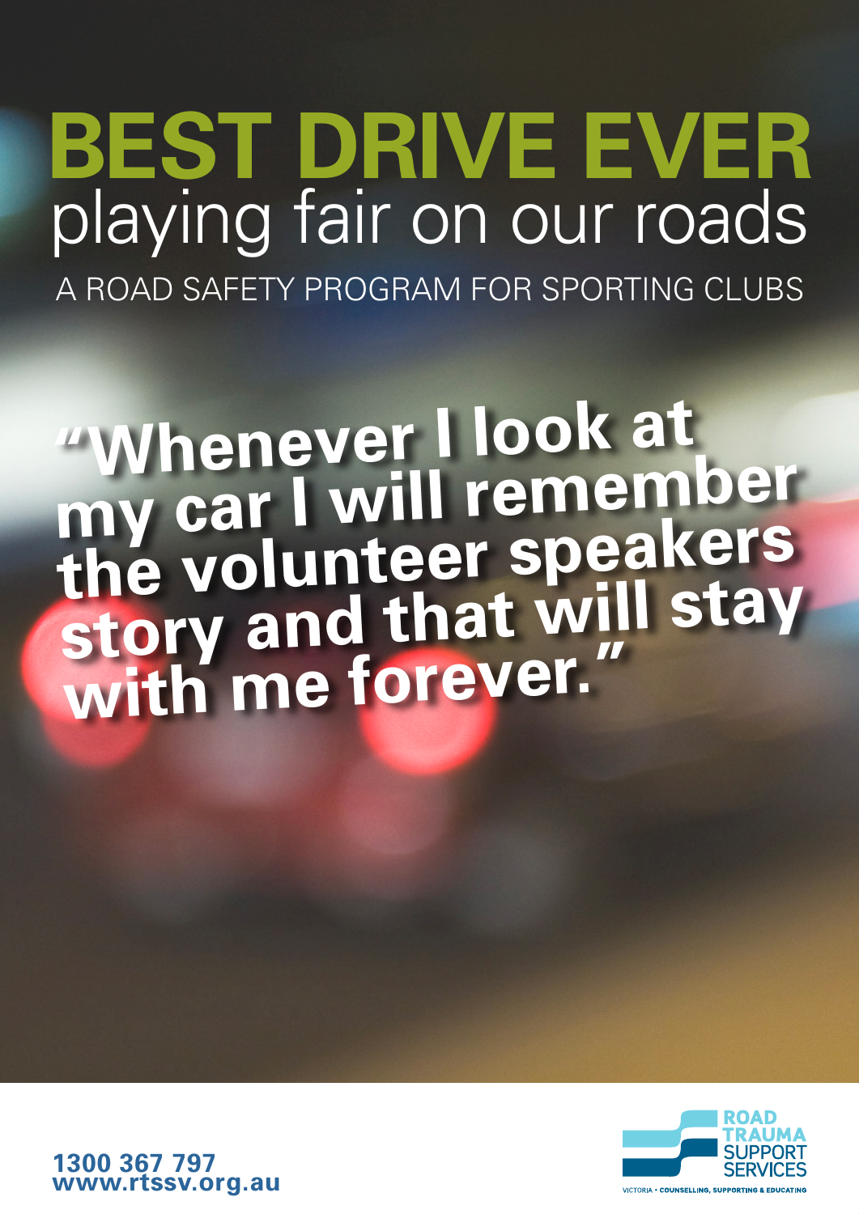# BEST DRIVE EVER

## playing fair on our roads

A ROAD SAFETY PROGRAM FOR SPORTING CLUBS

**"Whenever I look at my car I will remember the volunteer speakers story and that will stay with me forever."**

**1300 367 797**
**www.rtssv.org.au**

ROAD TRAUMA SUPPORT SERVICES

VICTORIA • COUNSELLING, SUPPORTING & EDUCATING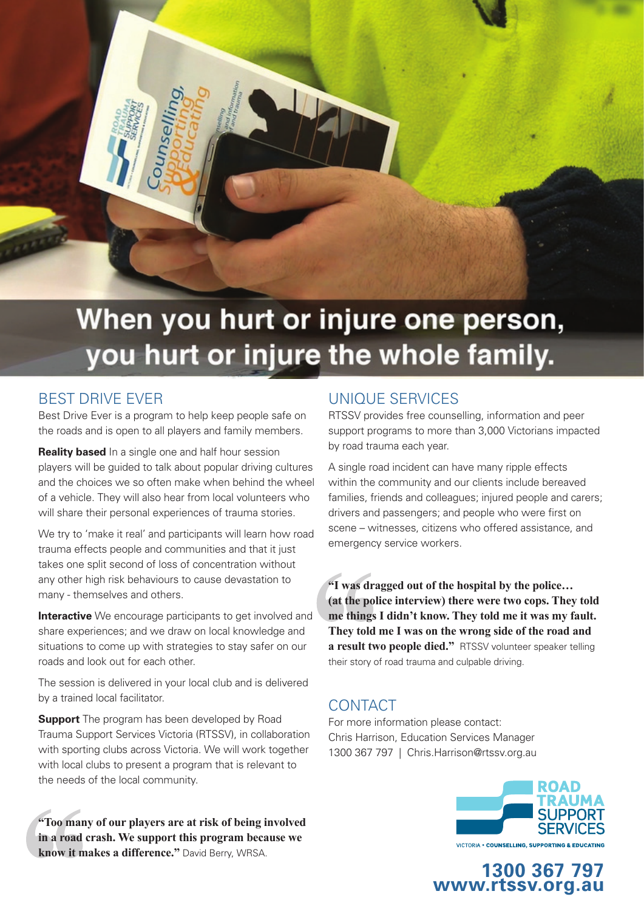# When you hurt or injure one person, you hurt or injure the whole family.

## BEST DRIVE EVER

Best Drive Ever is a program to help keep people safe on the roads and is open to all players and family members.

**Reality based** In a single one and half hour session players will be guided to talk about popular driving cultures and the choices we so often make when behind the wheel of a vehicle. They will also hear from local volunteers who will share their personal experiences of trauma stories.

We try to 'make it real' and participants will learn how road trauma effects people and communities and that it just takes one split second of loss of concentration without any other high risk behaviours to cause devastation to many - themselves and others.

**Interactive** We encourage participants to get involved and share experiences; and we draw on local knowledge and situations to come up with strategies to stay safer on our roads and look out for each other.

The session is delivered in your local club and is delivered by a trained local facilitator.

**Support** The program has been developed by Road Trauma Support Services Victoria (RTSSV), in collaboration with sporting clubs across Victoria. We will work together with local clubs to present a program that is relevant to the needs of the local community.

**"Too many of our players are at risk of being involved in a road crash. We support this program because we know it makes a difference."** David Berry, WRSA.

## UNIQUE SERVICES

RTSSV provides free counselling, information and peer support programs to more than 3,000 Victorians impacted by road trauma each year.

A single road incident can have many ripple effects within the community and our clients include bereaved families, friends and colleagues; injured people and carers; drivers and passengers; and people who were first on scene – witnesses, citizens who offered assistance, and emergency service workers.

**"I was dragged out of the hospital by the police… (at the police interview) there were two cops. They told me things I didn't know. They told me it was my fault. They told me I was on the wrong side of the road and a result two people died."** RTSSV volunteer speaker telling their story of road trauma and culpable driving.

## CONTACT

For more information please contact:
Chris Harrison, Education Services Manager
1300 367 797 | Chris.Harrison@rtssv.org.au

ROAD TRAUMA SUPPORT SERVICES
VICTORIA • COUNSELLING, SUPPORTING & EDUCATING

**1300 367 797**
**www.rtssv.org.au**